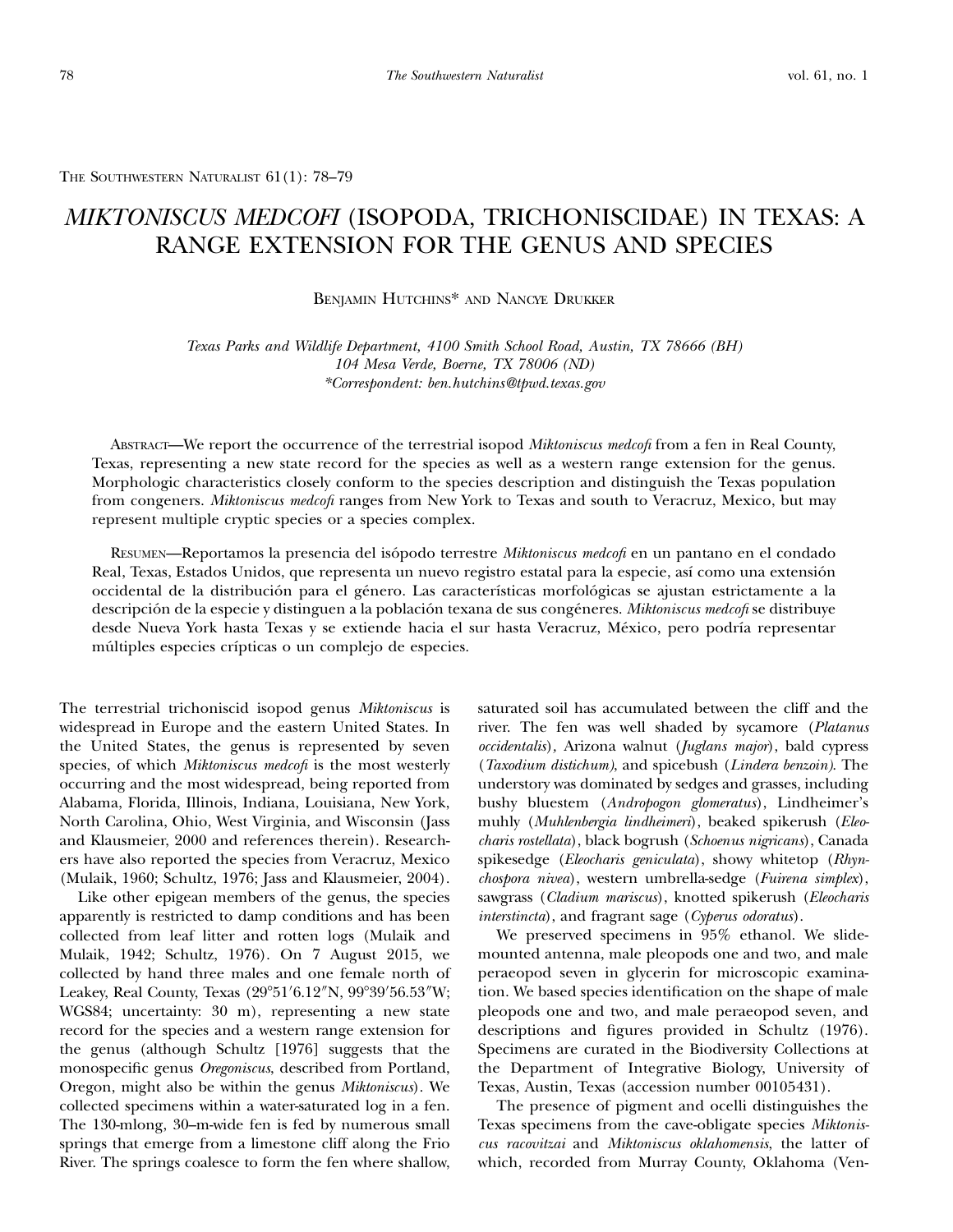THE SOUTHWESTERN NATURALIST 61(1): 78–79

# *MIKTONISCUS MEDCOFI* (ISOPODA, TRICHONISCIDAE) IN TEXAS: A RANGE EXTENSION FOR THE GENUS AND SPECIES

BENJAMIN HUTCHINS* AND NANCYE DRUKKER

*Texas Parks and Wildlife Department, 4100 Smith School Road, Austin, TX 78666 (BH)*
*104 Mesa Verde, Boerne, TX 78006 (ND)*
*\*Correspondent: ben.hutchins@tpwd.texas.gov*

ABSTRACT—We report the occurrence of the terrestrial isopod *Miktoniscus medcofi* from a fen in Real County, Texas, representing a new state record for the species as well as a western range extension for the genus. Morphologic characteristics closely conform to the species description and distinguish the Texas population from congeners. *Miktoniscus medcofi* ranges from New York to Texas and south to Veracruz, Mexico, but may represent multiple cryptic species or a species complex.

RESUMEN—Reportamos la presencia del isópodo terrestre *Miktoniscus medcofi* en un pantano en el condado Real, Texas, Estados Unidos, que representa un nuevo registro estatal para la especie, así como una extensión occidental de la distribución para el género. Las características morfológicas se ajustan estrictamente a la descripción de la especie y distinguen a la población texana de sus congéneres. *Miktoniscus medcofi* se distribuye desde Nueva York hasta Texas y se extiende hacia el sur hasta Veracruz, México, pero podría representar múltiples especies crípticas o un complejo de especies.

The terrestrial trichoniscid isopod genus *Miktoniscus* is widespread in Europe and the eastern United States. In the United States, the genus is represented by seven species, of which *Miktoniscus medcofi* is the most westerly occurring and the most widespread, being reported from Alabama, Florida, Illinois, Indiana, Louisiana, New York, North Carolina, Ohio, West Virginia, and Wisconsin (Jass and Klausmeier, 2000 and references therein). Researchers have also reported the species from Veracruz, Mexico (Mulaik, 1960; Schultz, 1976; Jass and Klausmeier, 2004).

Like other epigean members of the genus, the species apparently is restricted to damp conditions and has been collected from leaf litter and rotten logs (Mulaik and Mulaik, 1942; Schultz, 1976). On 7 August 2015, we collected by hand three males and one female north of Leakey, Real County, Texas (29°51′6.12″N, 99°39′56.53″W; WGS84; uncertainty: 30 m), representing a new state record for the species and a western range extension for the genus (although Schultz [1976] suggests that the monospecific genus *Oregoniscus*, described from Portland, Oregon, might also be within the genus *Miktoniscus*). We collected specimens within a water-saturated log in a fen. The 130-mlong, 30–m-wide fen is fed by numerous small springs that emerge from a limestone cliff along the Frio River. The springs coalesce to form the fen where shallow, saturated soil has accumulated between the cliff and the river. The fen was well shaded by sycamore (*Platanus occidentalis*), Arizona walnut (*Juglans major*), bald cypress (*Taxodium distichum*), and spicebush (*Lindera benzoin*). The understory was dominated by sedges and grasses, including bushy bluestem (*Andropogon glomeratus*), Lindheimer's muhly (*Muhlenbergia lindheimeri*), beaked spikerush (*Eleocharis rostellata*), black bogrush (*Schoenus nigricans*), Canada spikesedge (*Eleocharis geniculata*), showy whitetop (*Rhynchospora nivea*), western umbrella-sedge (*Fuirena simplex*), sawgrass (*Cladium mariscus*), knotted spikerush (*Eleocharis interstincta*), and fragrant sage (*Cyperus odoratus*).

We preserved specimens in 95% ethanol. We slide-mounted antenna, male pleopods one and two, and male peraeopod seven in glycerin for microscopic examination. We based species identification on the shape of male pleopods one and two, and male peraeopod seven, and descriptions and figures provided in Schultz (1976). Specimens are curated in the Biodiversity Collections at the Department of Integrative Biology, University of Texas, Austin, Texas (accession number 00105431).

The presence of pigment and ocelli distinguishes the Texas specimens from the cave-obligate species *Miktoniscus racovitzai* and *Miktoniscus oklahomensis*, the latter of which, recorded from Murray County, Oklahoma (Ven-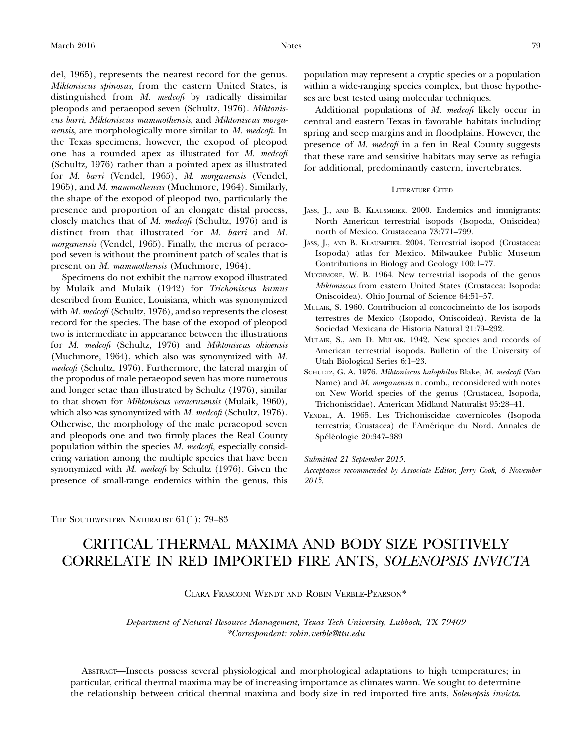del, 1965), represents the nearest record for the genus. *Miktoniscus spinosus*, from the eastern United States, is distinguished from *M. medcofi* by radically dissimilar pleopods and peraeopod seven (Schultz, 1976). *Miktoniscus barri*, *Miktoniscus mammothensis*, and *Miktoniscus morganensis*, are morphologically more similar to *M. medcofi*. In the Texas specimens, however, the exopod of pleopod one has a rounded apex as illustrated for *M. medcofi* (Schultz, 1976) rather than a pointed apex as illustrated for *M. barri* (Vendel, 1965), *M. morganensis* (Vendel, 1965), and *M. mammothensis* (Muchmore, 1964). Similarly, the shape of the exopod of pleopod two, particularly the presence and proportion of an elongate distal process, closely matches that of *M. medcofi* (Schultz, 1976) and is distinct from that illustrated for *M. barri* and *M. morganensis* (Vendel, 1965). Finally, the merus of peraeopod seven is without the prominent patch of scales that is present on *M. mammothensis* (Muchmore, 1964).

Specimens do not exhibit the narrow exopod illustrated by Mulaik and Mulaik (1942) for *Trichoniscus humus* described from Eunice, Louisiana, which was synonymized with *M. medcofi* (Schultz, 1976), and so represents the closest record for the species. The base of the exopod of pleopod two is intermediate in appearance between the illustrations for *M. medcofi* (Schultz, 1976) and *Miktoniscus ohioensis* (Muchmore, 1964), which also was synonymized with *M. medcofi* (Schultz, 1976). Furthermore, the lateral margin of the propodus of male peraeopod seven has more numerous and longer setae than illustrated by Schultz (1976), similar to that shown for *Miktoniscus veracruzensis* (Mulaik, 1960), which also was synonymized with *M. medcofi* (Schultz, 1976). Otherwise, the morphology of the male peraeopod seven and pleopods one and two firmly places the Real County population within the species *M. medcofi*, especially considering variation among the multiple species that have been synonymized with *M. medcofi* by Schultz (1976). Given the presence of small-range endemics within the genus, this population may represent a cryptic species or a population within a wide-ranging species complex, but those hypotheses are best tested using molecular techniques.

Additional populations of *M. medcofi* likely occur in central and eastern Texas in favorable habitats including spring and seep margins and in floodplains. However, the presence of *M. medcofi* in a fen in Real County suggests that these rare and sensitive habitats may serve as refugia for additional, predominantly eastern, invertebrates.

### Literature Cited

Jass, J., and B. Klausmeier. 2000. Endemics and immigrants: North American terrestrial isopods (Isopoda, Oniscidea) north of Mexico. Crustaceana 73:771–799.

Jass, J., and B. Klausmeier. 2004. Terrestrial isopod (Crustacea: Isopoda) atlas for Mexico. Milwaukee Public Museum Contributions in Biology and Geology 100:1–77.

Muchmore, W. B. 1964. New terrestrial isopods of the genus *Miktoniscus* from eastern United States (Crustacea: Isopoda: Oniscoidea). Ohio Journal of Science 64:51–57.

Mulaik, S. 1960. Contribucion al concocimeinto de los isopods terrestres de Mexico (Isopodo, Oniscoidea). Revista de la Sociedad Mexicana de Historia Natural 21:79–292.

Mulaik, S., and D. Mulaik. 1942. New species and records of American terrestrial isopods. Bulletin of the University of Utah Biological Series 6:1–23.

Schultz, G. A. 1976. *Miktoniscus halophilus* Blake, *M. medcofi* (Van Name) and *M. morganensis* n. comb., reconsidered with notes on New World species of the genus (Crustacea, Isopoda, Trichoniscidae). American Midland Naturalist 95:28–41.

Vendel, A. 1965. Les Trichoniscidae cavernicoles (Isopoda terrestria; Crustacea) de l'Amérique du Nord. Annales de Spéléologie 20:347–389

*Submitted 21 September 2015.*
*Acceptance recommended by Associate Editor, Jerry Cook, 6 November 2015.*

# CRITICAL THERMAL MAXIMA AND BODY SIZE POSITIVELY CORRELATE IN RED IMPORTED FIRE ANTS, *SOLENOPSIS INVICTA*

Clara Frasconi Wendt and Robin Verble-Pearson*

*Department of Natural Resource Management, Texas Tech University, Lubbock, TX 79409*
*\*Correspondent: robin.verble@ttu.edu*

Abstract—Insects possess several physiological and morphological adaptations to high temperatures; in particular, critical thermal maxima may be of increasing importance as climates warm. We sought to determine the relationship between critical thermal maxima and body size in red imported fire ants, *Solenopsis invicta*.